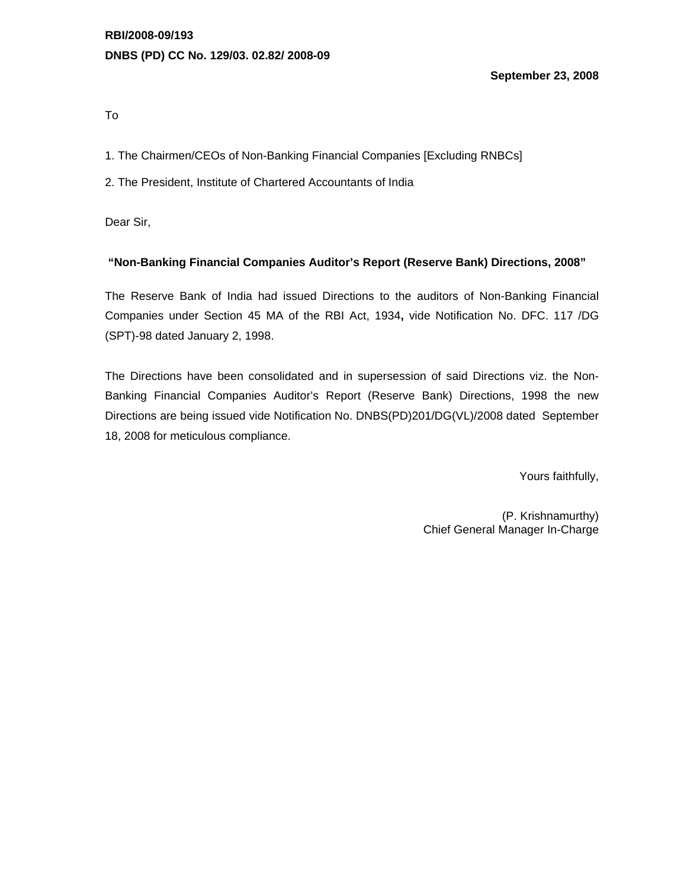**RBI/2008-09/193**

**DNBS (PD) CC No. 129/03. 02.82/ 2008-09**

**September 23, 2008**

To

1. The Chairmen/CEOs of Non-Banking Financial Companies [Excluding RNBCs]

2. The President, Institute of Chartered Accountants of India

Dear Sir,

**"Non-Banking Financial Companies Auditor's Report (Reserve Bank) Directions, 2008"**

The Reserve Bank of India had issued Directions to the auditors of Non-Banking Financial Companies under Section 45 MA of the RBI Act, 1934**,** vide Notification No. DFC. 117 /DG (SPT)-98 dated January 2, 1998.

The Directions have been consolidated and in supersession of said Directions viz. the Non-Banking Financial Companies Auditor's Report (Reserve Bank) Directions, 1998 the new Directions are being issued vide Notification No. DNBS(PD)201/DG(VL)/2008 dated September 18, 2008 for meticulous compliance.

Yours faithfully,

(P. Krishnamurthy)
Chief General Manager In-Charge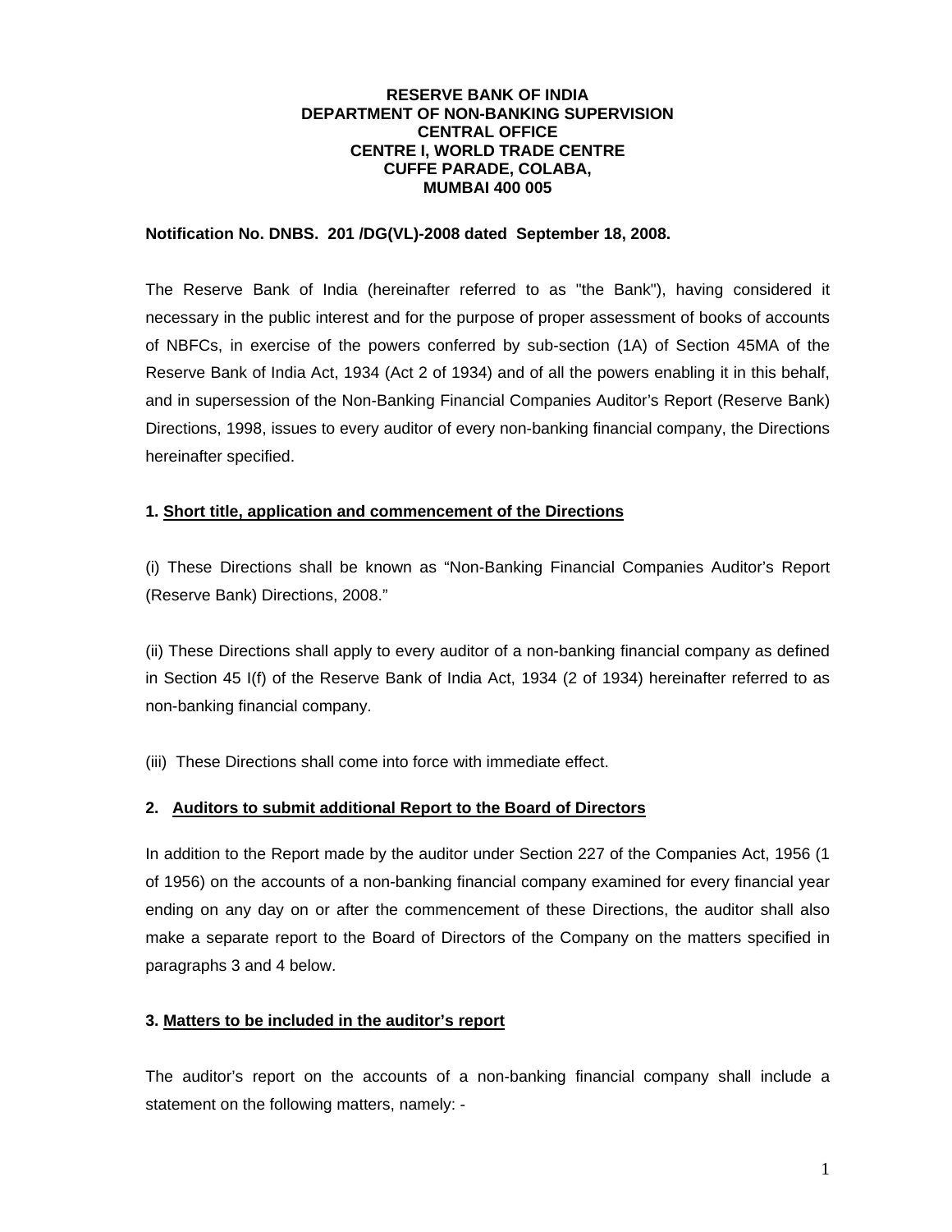**RESERVE BANK OF INDIA**
**DEPARTMENT OF NON-BANKING SUPERVISION**
**CENTRAL OFFICE**
**CENTRE I, WORLD TRADE CENTRE**
**CUFFE PARADE, COLABA,**
**MUMBAI 400 005**

**Notification No. DNBS. 201 /DG(VL)-2008 dated September 18, 2008.**

The Reserve Bank of India (hereinafter referred to as "the Bank"), having considered it necessary in the public interest and for the purpose of proper assessment of books of accounts of NBFCs, in exercise of the powers conferred by sub-section (1A) of Section 45MA of the Reserve Bank of India Act, 1934 (Act 2 of 1934) and of all the powers enabling it in this behalf, and in supersession of the Non-Banking Financial Companies Auditor's Report (Reserve Bank) Directions, 1998, issues to every auditor of every non-banking financial company, the Directions hereinafter specified.

**1. Short title, application and commencement of the Directions**

(i) These Directions shall be known as "Non-Banking Financial Companies Auditor's Report (Reserve Bank) Directions, 2008."

(ii) These Directions shall apply to every auditor of a non-banking financial company as defined in Section 45 I(f) of the Reserve Bank of India Act, 1934 (2 of 1934) hereinafter referred to as non-banking financial company.

(iii) These Directions shall come into force with immediate effect.

**2. Auditors to submit additional Report to the Board of Directors**

In addition to the Report made by the auditor under Section 227 of the Companies Act, 1956 (1 of 1956) on the accounts of a non-banking financial company examined for every financial year ending on any day on or after the commencement of these Directions, the auditor shall also make a separate report to the Board of Directors of the Company on the matters specified in paragraphs 3 and 4 below.

**3. Matters to be included in the auditor's report**

The auditor's report on the accounts of a non-banking financial company shall include a statement on the following matters, namely: -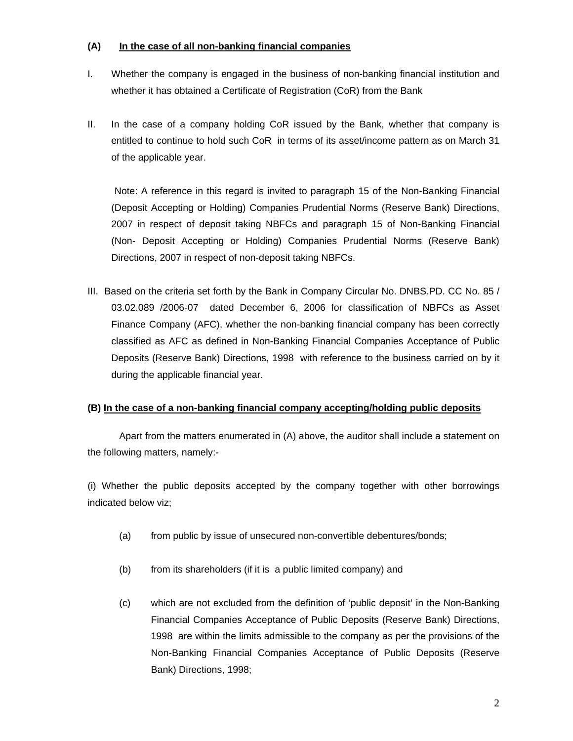**(A) In the case of all non-banking financial companies**

I. Whether the company is engaged in the business of non-banking financial institution and whether it has obtained a Certificate of Registration (CoR) from the Bank

II. In the case of a company holding CoR issued by the Bank, whether that company is entitled to continue to hold such CoR in terms of its asset/income pattern as on March 31 of the applicable year.

Note: A reference in this regard is invited to paragraph 15 of the Non-Banking Financial (Deposit Accepting or Holding) Companies Prudential Norms (Reserve Bank) Directions, 2007 in respect of deposit taking NBFCs and paragraph 15 of Non-Banking Financial (Non- Deposit Accepting or Holding) Companies Prudential Norms (Reserve Bank) Directions, 2007 in respect of non-deposit taking NBFCs.

III. Based on the criteria set forth by the Bank in Company Circular No. DNBS.PD. CC No. 85 / 03.02.089 /2006-07 dated December 6, 2006 for classification of NBFCs as Asset Finance Company (AFC), whether the non-banking financial company has been correctly classified as AFC as defined in Non-Banking Financial Companies Acceptance of Public Deposits (Reserve Bank) Directions, 1998 with reference to the business carried on by it during the applicable financial year.

**(B) In the case of a non-banking financial company accepting/holding public deposits**

Apart from the matters enumerated in (A) above, the auditor shall include a statement on the following matters, namely:-

(i) Whether the public deposits accepted by the company together with other borrowings indicated below viz;

(a) from public by issue of unsecured non-convertible debentures/bonds;

(b) from its shareholders (if it is a public limited company) and

(c) which are not excluded from the definition of 'public deposit' in the Non-Banking Financial Companies Acceptance of Public Deposits (Reserve Bank) Directions, 1998 are within the limits admissible to the company as per the provisions of the Non-Banking Financial Companies Acceptance of Public Deposits (Reserve Bank) Directions, 1998;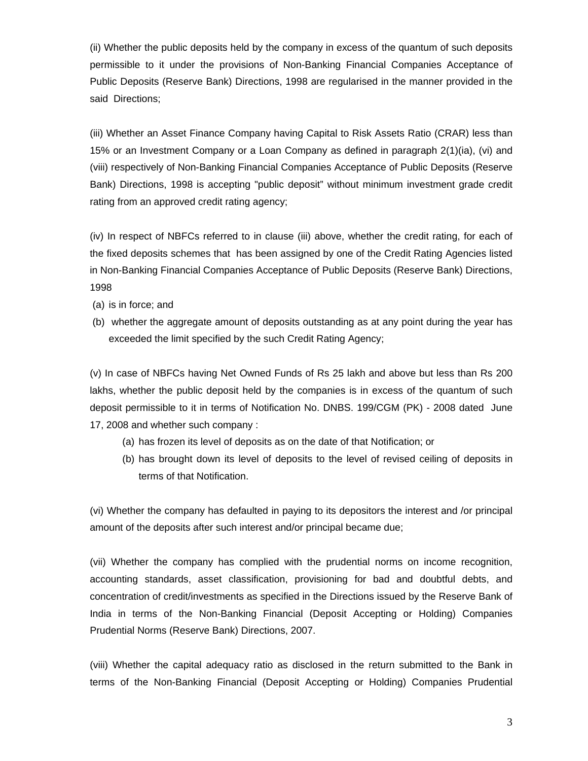(ii) Whether the public deposits held by the company in excess of the quantum of such deposits permissible to it under the provisions of Non-Banking Financial Companies Acceptance of Public Deposits (Reserve Bank) Directions, 1998 are regularised in the manner provided in the said Directions;

(iii) Whether an Asset Finance Company having Capital to Risk Assets Ratio (CRAR) less than 15% or an Investment Company or a Loan Company as defined in paragraph 2(1)(ia), (vi) and (viii) respectively of Non-Banking Financial Companies Acceptance of Public Deposits (Reserve Bank) Directions, 1998 is accepting "public deposit" without minimum investment grade credit rating from an approved credit rating agency;

(iv) In respect of NBFCs referred to in clause (iii) above, whether the credit rating, for each of the fixed deposits schemes that has been assigned by one of the Credit Rating Agencies listed in Non-Banking Financial Companies Acceptance of Public Deposits (Reserve Bank) Directions, 1998

(a) is in force; and

(b) whether the aggregate amount of deposits outstanding as at any point during the year has exceeded the limit specified by the such Credit Rating Agency;

(v) In case of NBFCs having Net Owned Funds of Rs 25 lakh and above but less than Rs 200 lakhs, whether the public deposit held by the companies is in excess of the quantum of such deposit permissible to it in terms of Notification No. DNBS. 199/CGM (PK) - 2008 dated June 17, 2008 and whether such company :

(a) has frozen its level of deposits as on the date of that Notification; or

(b) has brought down its level of deposits to the level of revised ceiling of deposits in terms of that Notification.

(vi) Whether the company has defaulted in paying to its depositors the interest and /or principal amount of the deposits after such interest and/or principal became due;

(vii) Whether the company has complied with the prudential norms on income recognition, accounting standards, asset classification, provisioning for bad and doubtful debts, and concentration of credit/investments as specified in the Directions issued by the Reserve Bank of India in terms of the Non-Banking Financial (Deposit Accepting or Holding) Companies Prudential Norms (Reserve Bank) Directions, 2007.

(viii) Whether the capital adequacy ratio as disclosed in the return submitted to the Bank in terms of the Non-Banking Financial (Deposit Accepting or Holding) Companies Prudential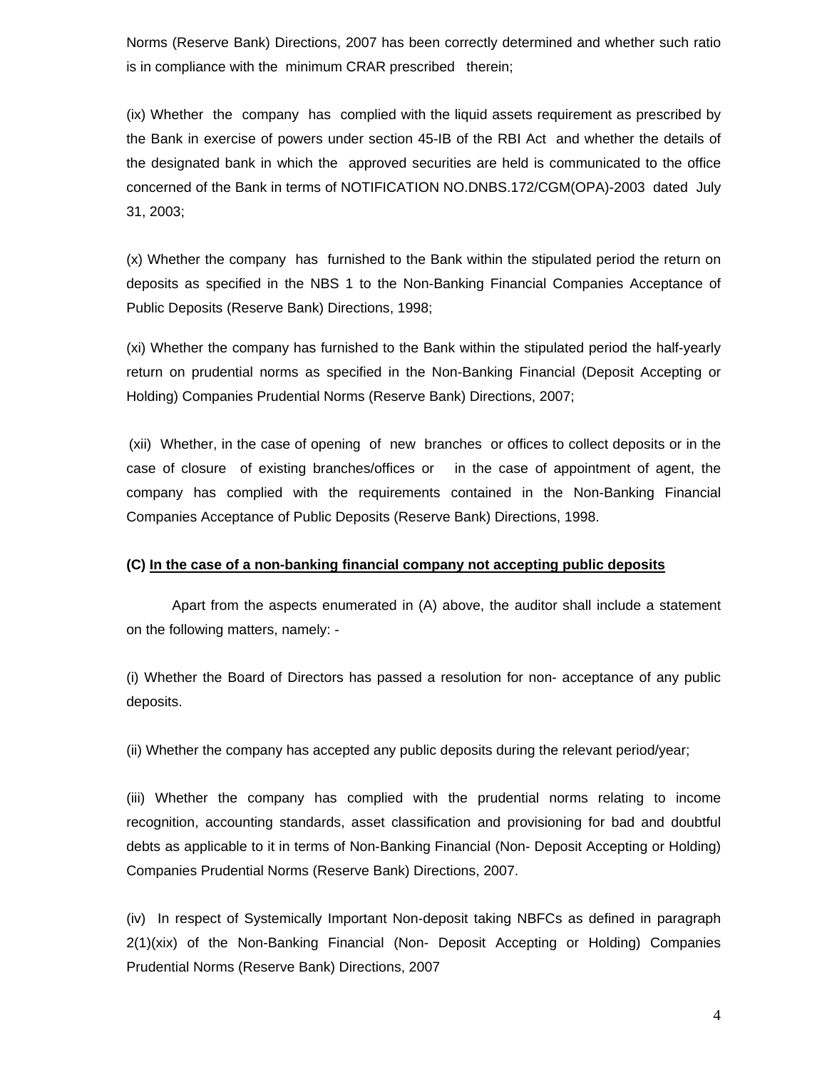Norms (Reserve Bank) Directions, 2007 has been correctly determined and whether such ratio is in compliance with the minimum CRAR prescribed therein;

(ix) Whether the company has complied with the liquid assets requirement as prescribed by the Bank in exercise of powers under section 45-IB of the RBI Act and whether the details of the designated bank in which the approved securities are held is communicated to the office concerned of the Bank in terms of NOTIFICATION NO.DNBS.172/CGM(OPA)-2003 dated July 31, 2003;

(x) Whether the company has furnished to the Bank within the stipulated period the return on deposits as specified in the NBS 1 to the Non-Banking Financial Companies Acceptance of Public Deposits (Reserve Bank) Directions, 1998;

(xi) Whether the company has furnished to the Bank within the stipulated period the half-yearly return on prudential norms as specified in the Non-Banking Financial (Deposit Accepting or Holding) Companies Prudential Norms (Reserve Bank) Directions, 2007;

(xii) Whether, in the case of opening of new branches or offices to collect deposits or in the case of closure of existing branches/offices or in the case of appointment of agent, the company has complied with the requirements contained in the Non-Banking Financial Companies Acceptance of Public Deposits (Reserve Bank) Directions, 1998.

**(C) <u>In the case of a non-banking financial company not accepting public deposits</u>**

Apart from the aspects enumerated in (A) above, the auditor shall include a statement on the following matters, namely: -

(i) Whether the Board of Directors has passed a resolution for non- acceptance of any public deposits.

(ii) Whether the company has accepted any public deposits during the relevant period/year;

(iii) Whether the company has complied with the prudential norms relating to income recognition, accounting standards, asset classification and provisioning for bad and doubtful debts as applicable to it in terms of Non-Banking Financial (Non- Deposit Accepting or Holding) Companies Prudential Norms (Reserve Bank) Directions, 2007.

(iv) In respect of Systemically Important Non-deposit taking NBFCs as defined in paragraph 2(1)(xix) of the Non-Banking Financial (Non- Deposit Accepting or Holding) Companies Prudential Norms (Reserve Bank) Directions, 2007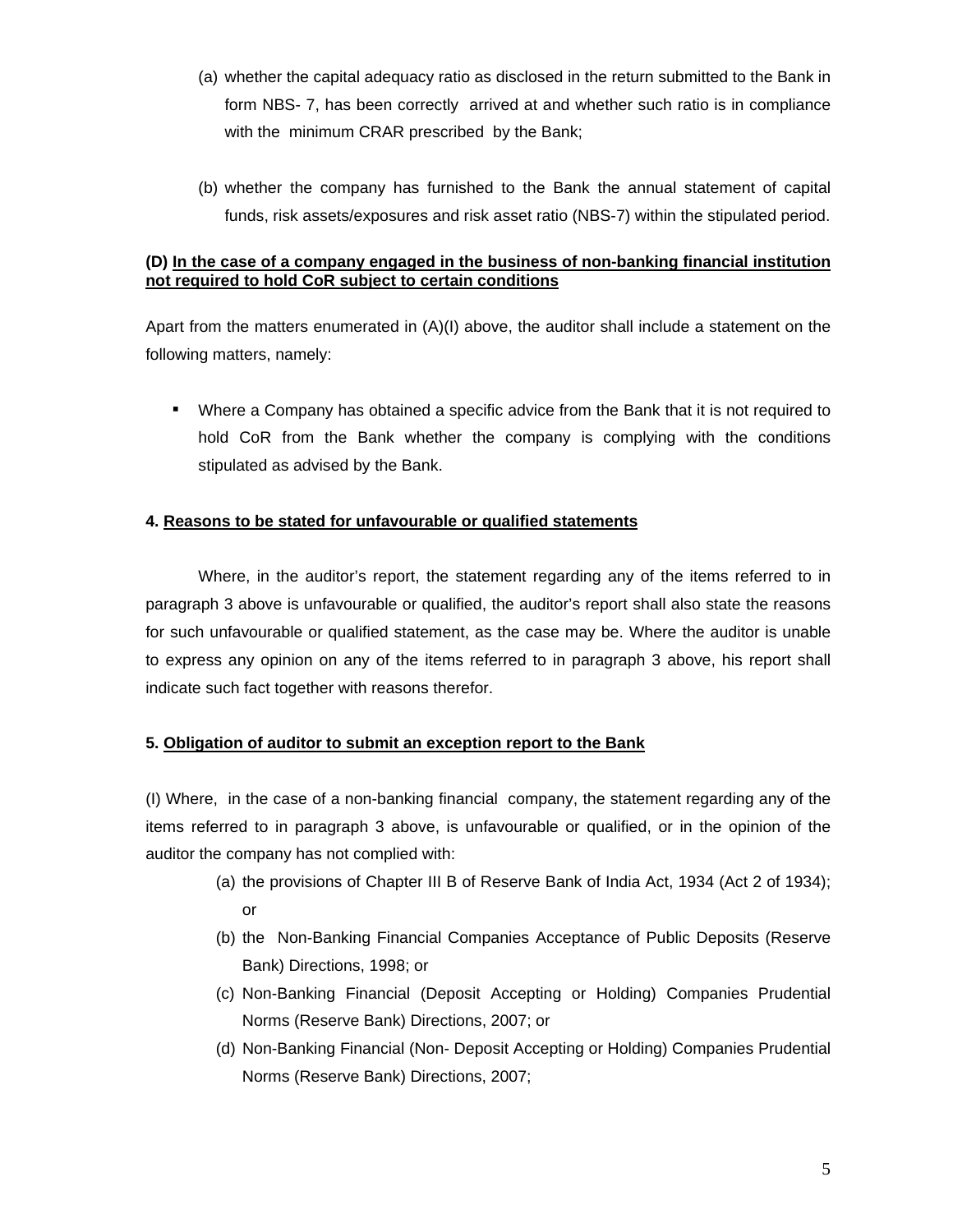(a) whether the capital adequacy ratio as disclosed in the return submitted to the Bank in form NBS- 7, has been correctly arrived at and whether such ratio is in compliance with the minimum CRAR prescribed by the Bank;

(b) whether the company has furnished to the Bank the annual statement of capital funds, risk assets/exposures and risk asset ratio (NBS-7) within the stipulated period.

**(D) <u>In the case of a company engaged in the business of non-banking financial institution not required to hold CoR subject to certain conditions</u>**

Apart from the matters enumerated in (A)(I) above, the auditor shall include a statement on the following matters, namely:

- Where a Company has obtained a specific advice from the Bank that it is not required to hold CoR from the Bank whether the company is complying with the conditions stipulated as advised by the Bank.

**4. <u>Reasons to be stated for unfavourable or qualified statements</u>**

Where, in the auditor's report, the statement regarding any of the items referred to in paragraph 3 above is unfavourable or qualified, the auditor's report shall also state the reasons for such unfavourable or qualified statement, as the case may be. Where the auditor is unable to express any opinion on any of the items referred to in paragraph 3 above, his report shall indicate such fact together with reasons therefor.

**5. <u>Obligation of auditor to submit an exception report to the Bank</u>**

(I) Where, in the case of a non-banking financial company, the statement regarding any of the items referred to in paragraph 3 above, is unfavourable or qualified, or in the opinion of the auditor the company has not complied with:

(a) the provisions of Chapter III B of Reserve Bank of India Act, 1934 (Act 2 of 1934); or

(b) the Non-Banking Financial Companies Acceptance of Public Deposits (Reserve Bank) Directions, 1998; or

(c) Non-Banking Financial (Deposit Accepting or Holding) Companies Prudential Norms (Reserve Bank) Directions, 2007; or

(d) Non-Banking Financial (Non- Deposit Accepting or Holding) Companies Prudential Norms (Reserve Bank) Directions, 2007;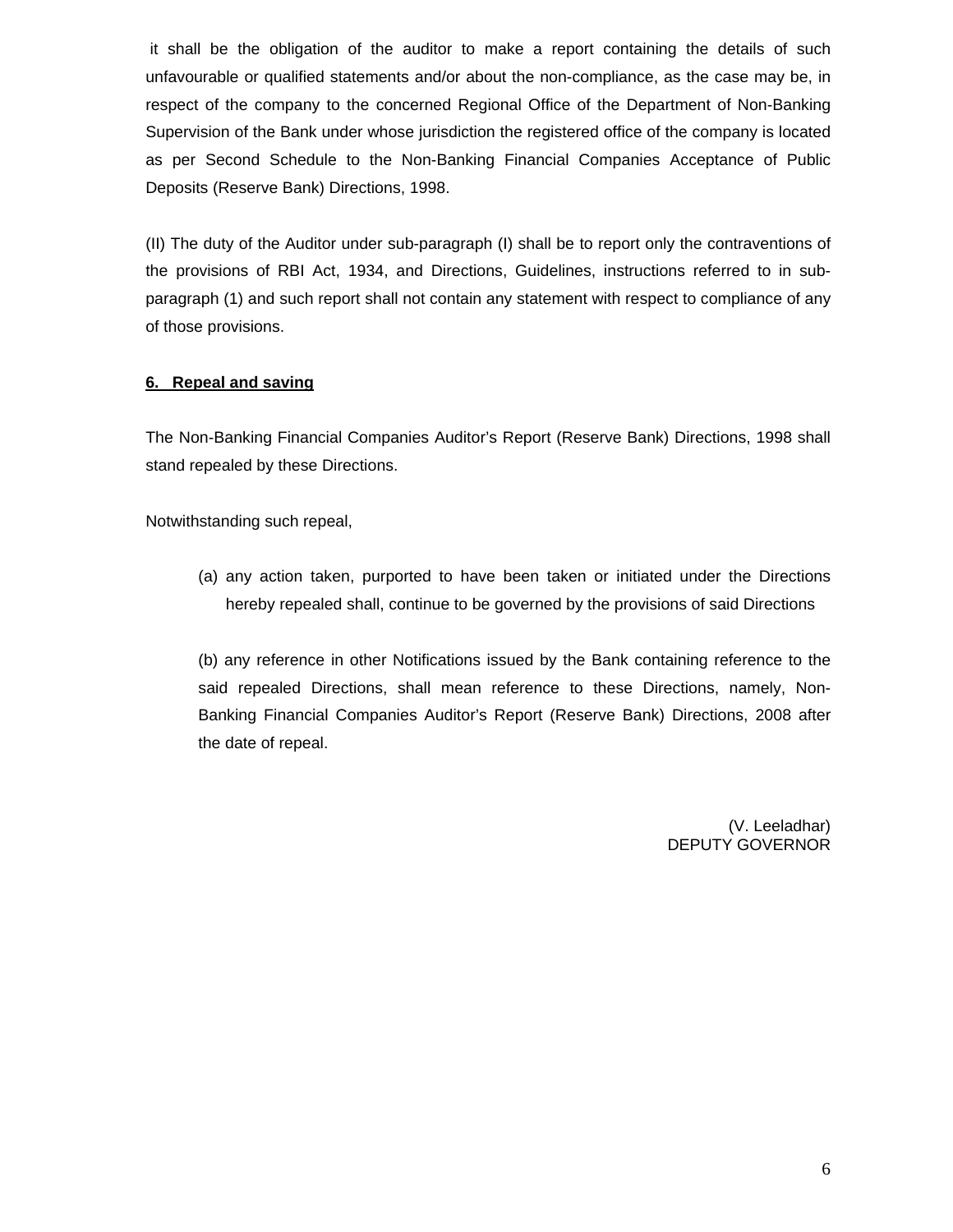it shall be the obligation of the auditor to make a report containing the details of such unfavourable or qualified statements and/or about the non-compliance, as the case may be, in respect of the company to the concerned Regional Office of the Department of Non-Banking Supervision of the Bank under whose jurisdiction the registered office of the company is located as per Second Schedule to the Non-Banking Financial Companies Acceptance of Public Deposits (Reserve Bank) Directions, 1998.

(II) The duty of the Auditor under sub-paragraph (I) shall be to report only the contraventions of the provisions of RBI Act, 1934, and Directions, Guidelines, instructions referred to in sub-paragraph (1) and such report shall not contain any statement with respect to compliance of any of those provisions.

**6. Repeal and saving**

The Non-Banking Financial Companies Auditor's Report (Reserve Bank) Directions, 1998 shall stand repealed by these Directions.

Notwithstanding such repeal,

(a) any action taken, purported to have been taken or initiated under the Directions hereby repealed shall, continue to be governed by the provisions of said Directions

(b) any reference in other Notifications issued by the Bank containing reference to the said repealed Directions, shall mean reference to these Directions, namely, Non-Banking Financial Companies Auditor's Report (Reserve Bank) Directions, 2008 after the date of repeal.

(V. Leeladhar)
DEPUTY GOVERNOR